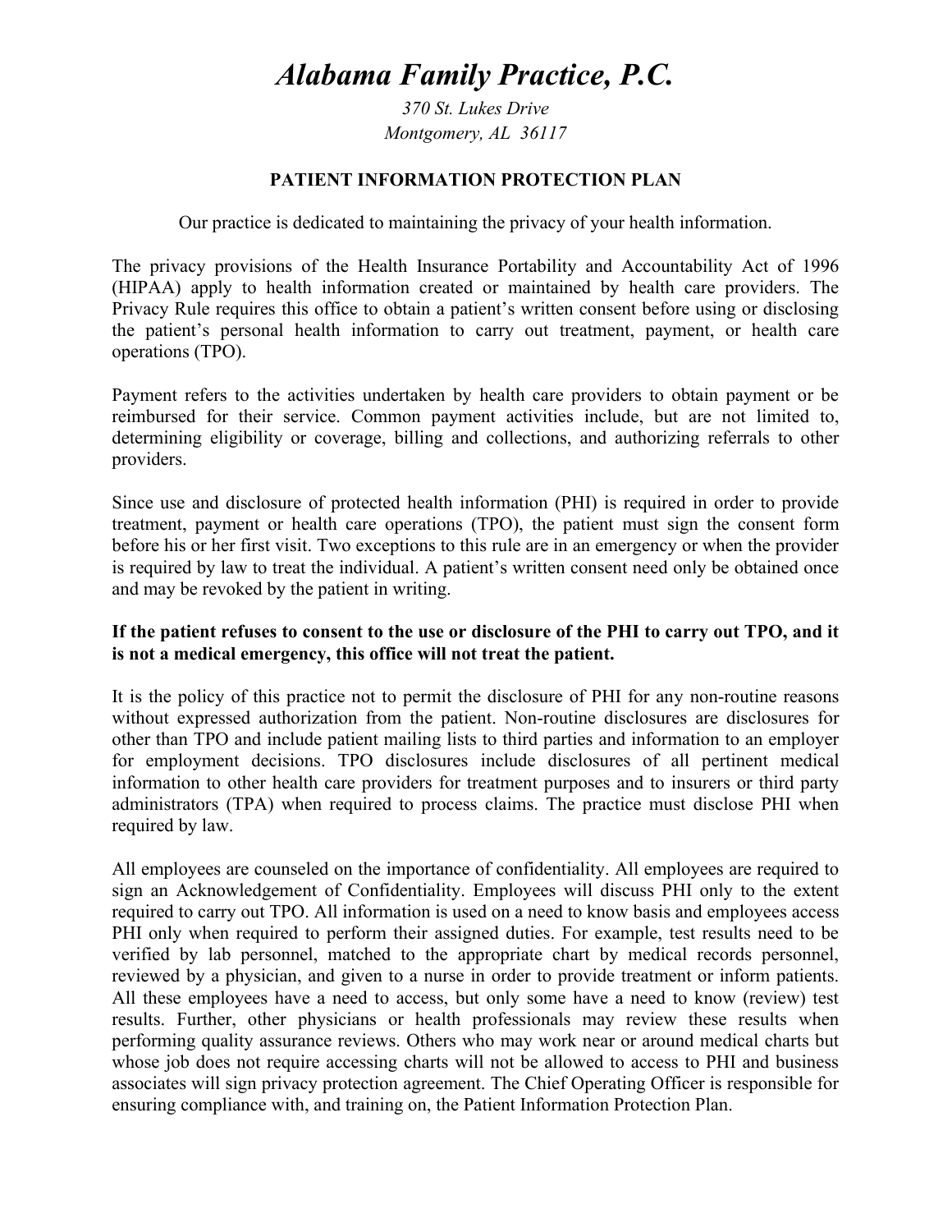# *Alabama Family Practice, P.C.*

*370 St. Lukes Drive*
*Montgomery, AL 36117*

## PATIENT INFORMATION PROTECTION PLAN

Our practice is dedicated to maintaining the privacy of your health information.

The privacy provisions of the Health Insurance Portability and Accountability Act of 1996 (HIPAA) apply to health information created or maintained by health care providers. The Privacy Rule requires this office to obtain a patient's written consent before using or disclosing the patient's personal health information to carry out treatment, payment, or health care operations (TPO).

Payment refers to the activities undertaken by health care providers to obtain payment or be reimbursed for their service. Common payment activities include, but are not limited to, determining eligibility or coverage, billing and collections, and authorizing referrals to other providers.

Since use and disclosure of protected health information (PHI) is required in order to provide treatment, payment or health care operations (TPO), the patient must sign the consent form before his or her first visit. Two exceptions to this rule are in an emergency or when the provider is required by law to treat the individual. A patient's written consent need only be obtained once and may be revoked by the patient in writing.

**If the patient refuses to consent to the use or disclosure of the PHI to carry out TPO, and it is not a medical emergency, this office will not treat the patient.**

It is the policy of this practice not to permit the disclosure of PHI for any non-routine reasons without expressed authorization from the patient. Non-routine disclosures are disclosures for other than TPO and include patient mailing lists to third parties and information to an employer for employment decisions. TPO disclosures include disclosures of all pertinent medical information to other health care providers for treatment purposes and to insurers or third party administrators (TPA) when required to process claims. The practice must disclose PHI when required by law.

All employees are counseled on the importance of confidentiality. All employees are required to sign an Acknowledgement of Confidentiality. Employees will discuss PHI only to the extent required to carry out TPO. All information is used on a need to know basis and employees access PHI only when required to perform their assigned duties. For example, test results need to be verified by lab personnel, matched to the appropriate chart by medical records personnel, reviewed by a physician, and given to a nurse in order to provide treatment or inform patients. All these employees have a need to access, but only some have a need to know (review) test results. Further, other physicians or health professionals may review these results when performing quality assurance reviews. Others who may work near or around medical charts but whose job does not require accessing charts will not be allowed to access to PHI and business associates will sign privacy protection agreement. The Chief Operating Officer is responsible for ensuring compliance with, and training on, the Patient Information Protection Plan.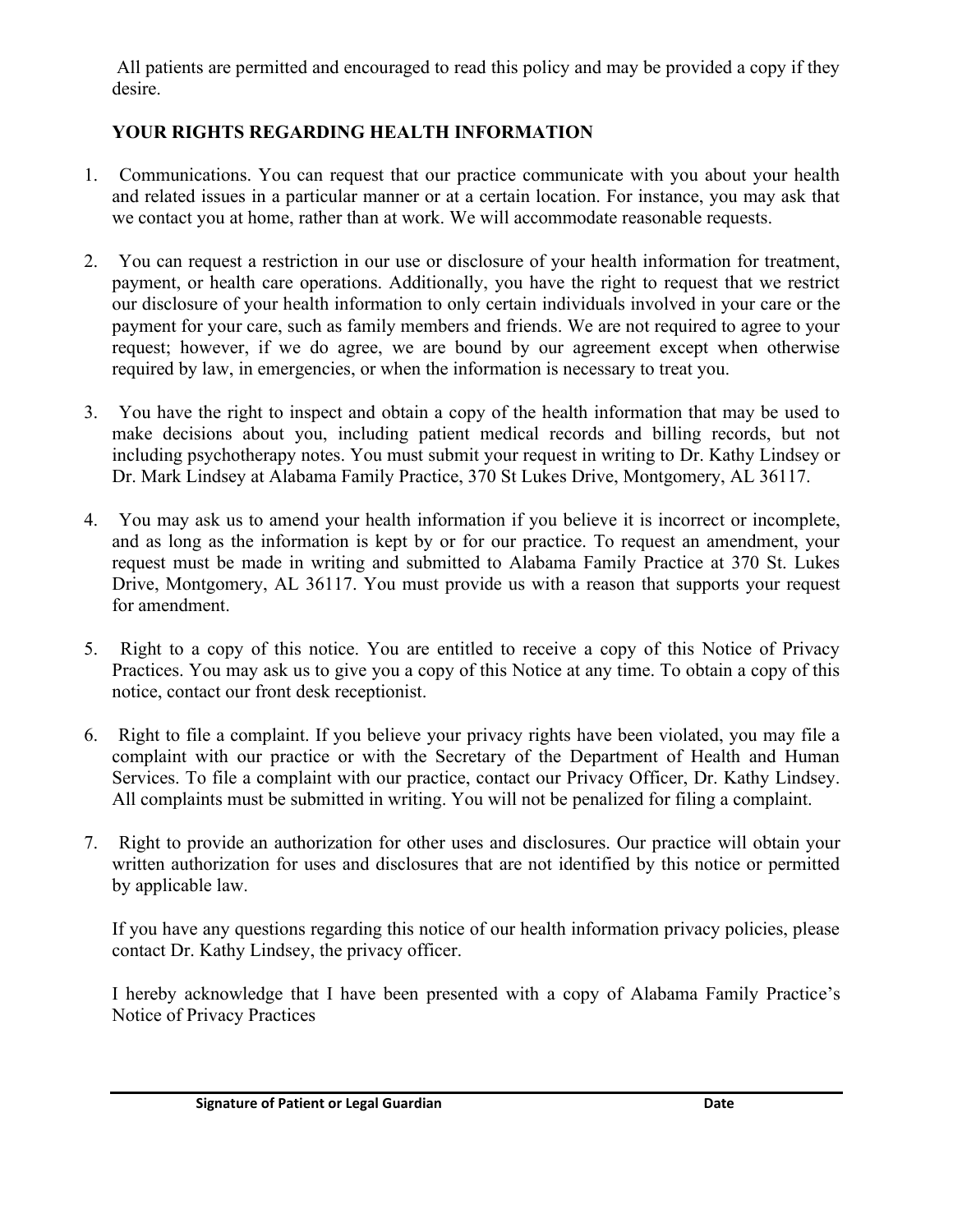All patients are permitted and encouraged to read this policy and may be provided a copy if they desire.

## YOUR RIGHTS REGARDING HEALTH INFORMATION

1. Communications. You can request that our practice communicate with you about your health and related issues in a particular manner or at a certain location. For instance, you may ask that we contact you at home, rather than at work. We will accommodate reasonable requests.

2. You can request a restriction in our use or disclosure of your health information for treatment, payment, or health care operations. Additionally, you have the right to request that we restrict our disclosure of your health information to only certain individuals involved in your care or the payment for your care, such as family members and friends. We are not required to agree to your request; however, if we do agree, we are bound by our agreement except when otherwise required by law, in emergencies, or when the information is necessary to treat you.

3. You have the right to inspect and obtain a copy of the health information that may be used to make decisions about you, including patient medical records and billing records, but not including psychotherapy notes. You must submit your request in writing to Dr. Kathy Lindsey or Dr. Mark Lindsey at Alabama Family Practice, 370 St Lukes Drive, Montgomery, AL 36117.

4. You may ask us to amend your health information if you believe it is incorrect or incomplete, and as long as the information is kept by or for our practice. To request an amendment, your request must be made in writing and submitted to Alabama Family Practice at 370 St. Lukes Drive, Montgomery, AL 36117. You must provide us with a reason that supports your request for amendment.

5. Right to a copy of this notice. You are entitled to receive a copy of this Notice of Privacy Practices. You may ask us to give you a copy of this Notice at any time. To obtain a copy of this notice, contact our front desk receptionist.

6. Right to file a complaint. If you believe your privacy rights have been violated, you may file a complaint with our practice or with the Secretary of the Department of Health and Human Services. To file a complaint with our practice, contact our Privacy Officer, Dr. Kathy Lindsey. All complaints must be submitted in writing. You will not be penalized for filing a complaint.

7. Right to provide an authorization for other uses and disclosures. Our practice will obtain your written authorization for uses and disclosures that are not identified by this notice or permitted by applicable law.

   If you have any questions regarding this notice of our health information privacy policies, please contact Dr. Kathy Lindsey, the privacy officer.

   I hereby acknowledge that I have been presented with a copy of Alabama Family Practice's Notice of Privacy Practices

______________________________________________________________________

**Signature of Patient or Legal Guardian** **Date**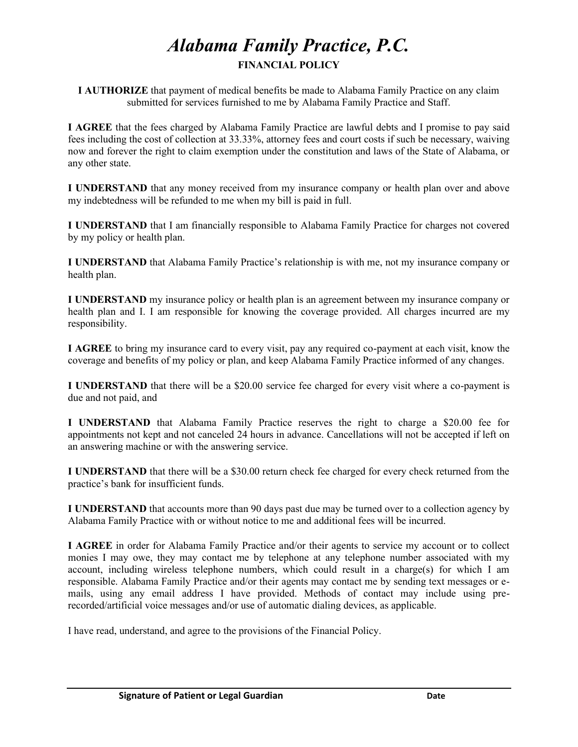# *Alabama Family Practice, P.C.*

## FINANCIAL POLICY

**I AUTHORIZE** that payment of medical benefits be made to Alabama Family Practice on any claim submitted for services furnished to me by Alabama Family Practice and Staff.

**I AGREE** that the fees charged by Alabama Family Practice are lawful debts and I promise to pay said fees including the cost of collection at 33.33%, attorney fees and court costs if such be necessary, waiving now and forever the right to claim exemption under the constitution and laws of the State of Alabama, or any other state.

**I UNDERSTAND** that any money received from my insurance company or health plan over and above my indebtedness will be refunded to me when my bill is paid in full.

**I UNDERSTAND** that I am financially responsible to Alabama Family Practice for charges not covered by my policy or health plan.

**I UNDERSTAND** that Alabama Family Practice's relationship is with me, not my insurance company or health plan.

**I UNDERSTAND** my insurance policy or health plan is an agreement between my insurance company or health plan and I. I am responsible for knowing the coverage provided. All charges incurred are my responsibility.

**I AGREE** to bring my insurance card to every visit, pay any required co-payment at each visit, know the coverage and benefits of my policy or plan, and keep Alabama Family Practice informed of any changes.

**I UNDERSTAND** that there will be a $20.00 service fee charged for every visit where a co-payment is due and not paid, and

**I UNDERSTAND** that Alabama Family Practice reserves the right to charge a $20.00 fee for appointments not kept and not canceled 24 hours in advance. Cancellations will not be accepted if left on an answering machine or with the answering service.

**I UNDERSTAND** that there will be a $30.00 return check fee charged for every check returned from the practice's bank for insufficient funds.

**I UNDERSTAND** that accounts more than 90 days past due may be turned over to a collection agency by Alabama Family Practice with or without notice to me and additional fees will be incurred.

**I AGREE** in order for Alabama Family Practice and/or their agents to service my account or to collect monies I may owe, they may contact me by telephone at any telephone number associated with my account, including wireless telephone numbers, which could result in a charge(s) for which I am responsible. Alabama Family Practice and/or their agents may contact me by sending text messages or e-mails, using any email address I have provided. Methods of contact may include using pre-recorded/artificial voice messages and/or use of automatic dialing devices, as applicable.

I have read, understand, and agree to the provisions of the Financial Policy.

______________________________________________________________________

**Signature of Patient or Legal Guardian** **Date**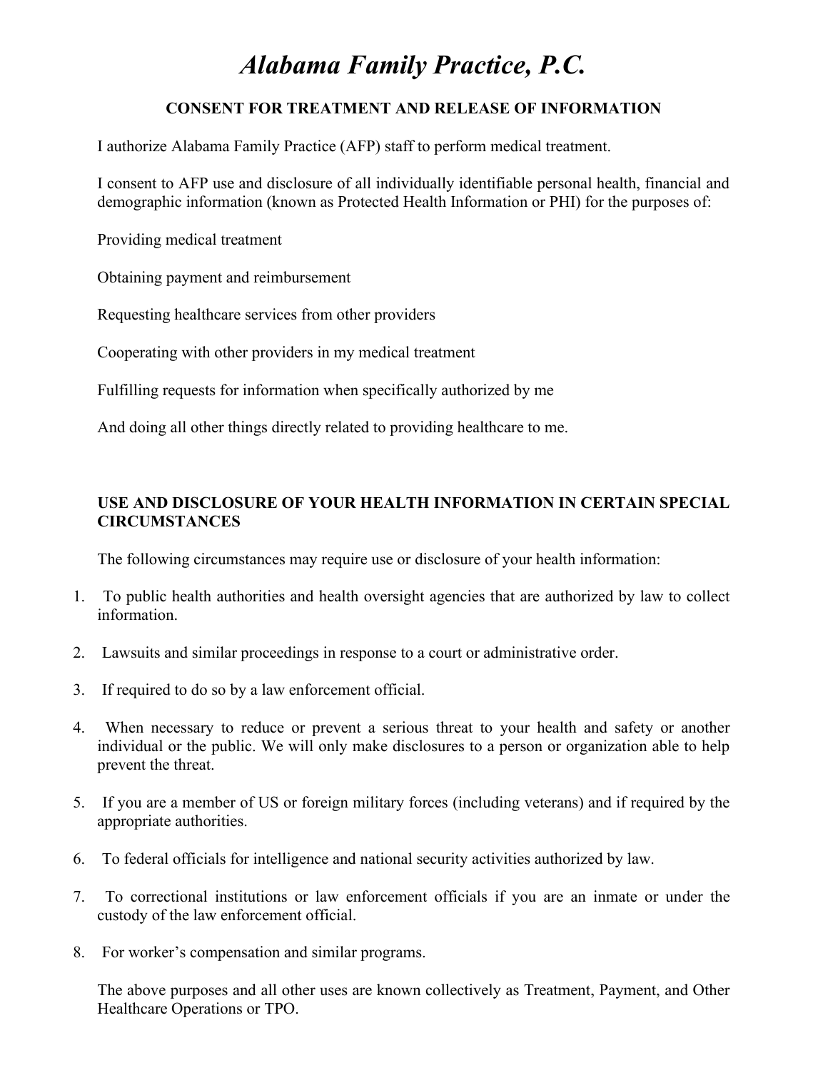# *Alabama Family Practice, P.C.*

## CONSENT FOR TREATMENT AND RELEASE OF INFORMATION

I authorize Alabama Family Practice (AFP) staff to perform medical treatment.

I consent to AFP use and disclosure of all individually identifiable personal health, financial and demographic information (known as Protected Health Information or PHI) for the purposes of:

Providing medical treatment

Obtaining payment and reimbursement

Requesting healthcare services from other providers

Cooperating with other providers in my medical treatment

Fulfilling requests for information when specifically authorized by me

And doing all other things directly related to providing healthcare to me.

### USE AND DISCLOSURE OF YOUR HEALTH INFORMATION IN CERTAIN SPECIAL CIRCUMSTANCES

The following circumstances may require use or disclosure of your health information:

1. To public health authorities and health oversight agencies that are authorized by law to collect information.
2. Lawsuits and similar proceedings in response to a court or administrative order.
3. If required to do so by a law enforcement official.
4. When necessary to reduce or prevent a serious threat to your health and safety or another individual or the public. We will only make disclosures to a person or organization able to help prevent the threat.
5. If you are a member of US or foreign military forces (including veterans) and if required by the appropriate authorities.
6. To federal officials for intelligence and national security activities authorized by law.
7. To correctional institutions or law enforcement officials if you are an inmate or under the custody of the law enforcement official.
8. For worker's compensation and similar programs.

The above purposes and all other uses are known collectively as Treatment, Payment, and Other Healthcare Operations or TPO.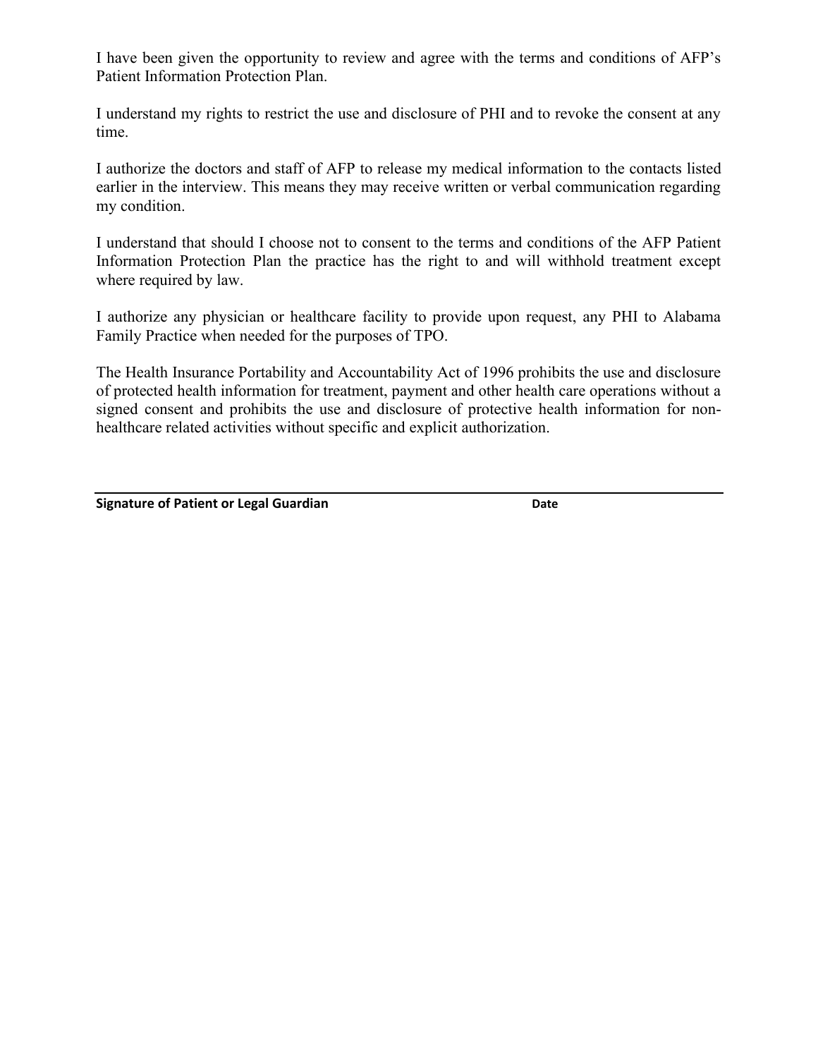I have been given the opportunity to review and agree with the terms and conditions of AFP's Patient Information Protection Plan.

I understand my rights to restrict the use and disclosure of PHI and to revoke the consent at any time.

I authorize the doctors and staff of AFP to release my medical information to the contacts listed earlier in the interview. This means they may receive written or verbal communication regarding my condition.

I understand that should I choose not to consent to the terms and conditions of the AFP Patient Information Protection Plan the practice has the right to and will withhold treatment except where required by law.

I authorize any physician or healthcare facility to provide upon request, any PHI to Alabama Family Practice when needed for the purposes of TPO.

The Health Insurance Portability and Accountability Act of 1996 prohibits the use and disclosure of protected health information for treatment, payment and other health care operations without a signed consent and prohibits the use and disclosure of protective health information for non-healthcare related activities without specific and explicit authorization.

______________________________________________________________________

**Signature of Patient or Legal Guardian** **Date**